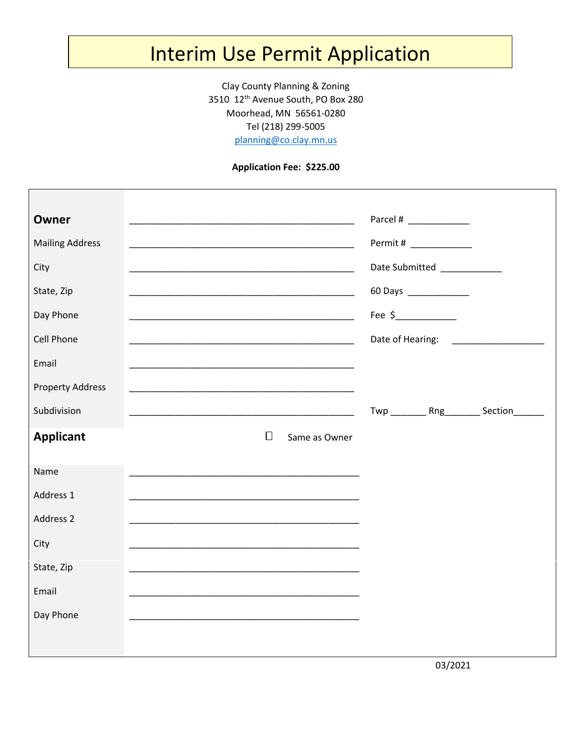# Interim Use Permit Application

Clay County Planning & Zoning
3510 12th Avenue South, PO Box 280
Moorhead, MN 56561-0280
Tel (218) 299-5005
planning@co.clay.mn.us

**Application Fee: $225.00**

| | | |
|---|---|---|
| **Owner** | _____________________________________________ | Parcel # ____________ |
| Mailing Address | _____________________________________________ | Permit # ____________ |
| City | _____________________________________________ | Date Submitted ____________ |
| State, Zip | _____________________________________________ | 60 Days ____________ |
| Day Phone | _____________________________________________ | Fee $____________ |
| Cell Phone | _____________________________________________ | Date of Hearing: __________________ |
| Email | _____________________________________________ | |
| Property Address | _____________________________________________ | |
| Subdivision | _____________________________________________ | Twp _______ Rng_______ Section______ |
| **Applicant** | ☐ Same as Owner | |
| Name | _____________________________________________ | |
| Address 1 | _____________________________________________ | |
| Address 2 | _____________________________________________ | |
| City | _____________________________________________ | |
| State, Zip | _____________________________________________ | |
| Email | _____________________________________________ | |
| Day Phone | _____________________________________________ | |

03/2021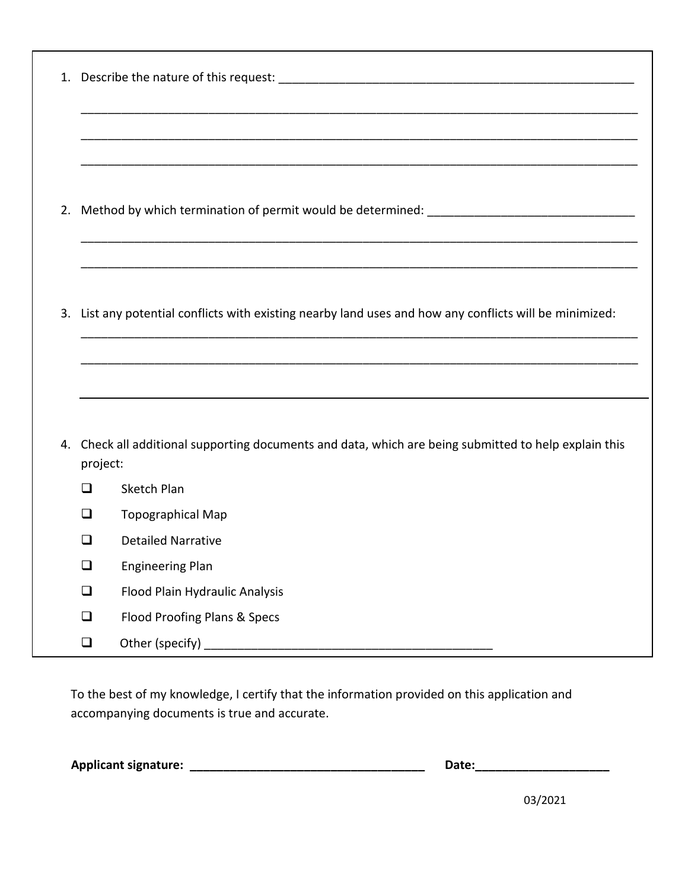1. Describe the nature of this request: ______________________________________________________

________________________________________________________________________________________

________________________________________________________________________________________

________________________________________________________________________________________

2. Method by which termination of permit would be determined: _____________________________

________________________________________________________________________________________

________________________________________________________________________________________

3. List any potential conflicts with existing nearby land uses and how any conflicts will be minimized:

________________________________________________________________________________________

________________________________________________________________________________________

________________________________________________________________________________________

4. Check all additional supporting documents and data, which are being submitted to help explain this project:

- ☐ Sketch Plan
- ☐ Topographical Map
- ☐ Detailed Narrative
- ☐ Engineering Plan
- ☐ Flood Plain Hydraulic Analysis
- ☐ Flood Proofing Plans & Specs
- ☐ Other (specify) ___________________________________________

To the best of my knowledge, I certify that the information provided on this application and accompanying documents is true and accurate.

**Applicant signature:** ___________________________________ **Date:**____________________

03/2021